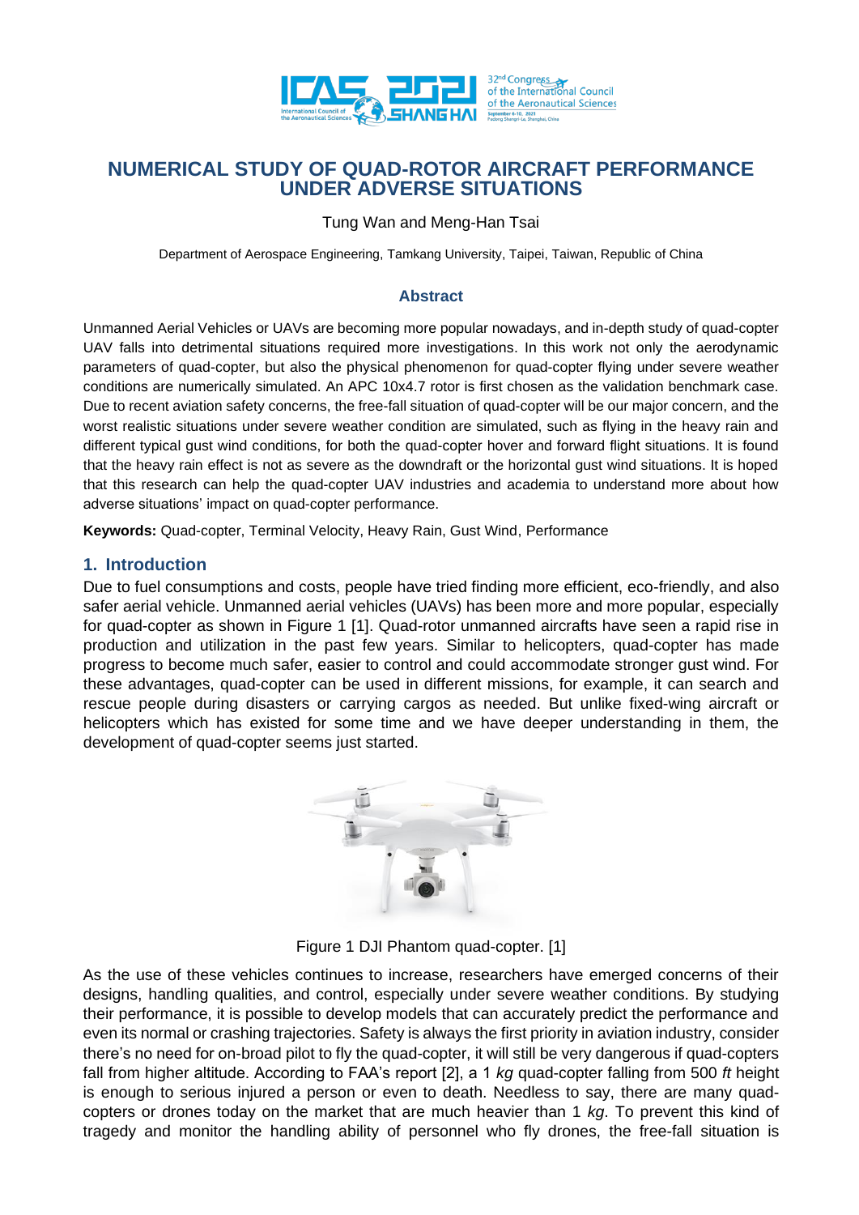# NUMERICAL STUDY OF QUAD-ROTOR AIRCRAFT PERFORMANCE UNDER ADVERSE SITUATIONS

Tung Wan and Meng-Han Tsai

Department of Aerospace Engineering, Tamkang University, Taipei, Taiwan, Republic of China

## Abstract

Unmanned Aerial Vehicles or UAVs are becoming more popular nowadays, and in-depth study of quad-copter UAV falls into detrimental situations required more investigations. In this work not only the aerodynamic parameters of quad-copter, but also the physical phenomenon for quad-copter flying under severe weather conditions are numerically simulated. An APC 10x4.7 rotor is first chosen as the validation benchmark case. Due to recent aviation safety concerns, the free-fall situation of quad-copter will be our major concern, and the worst realistic situations under severe weather condition are simulated, such as flying in the heavy rain and different typical gust wind conditions, for both the quad-copter hover and forward flight situations. It is found that the heavy rain effect is not as severe as the downdraft or the horizontal gust wind situations. It is hoped that this research can help the quad-copter UAV industries and academia to understand more about how adverse situations' impact on quad-copter performance.

**Keywords:** Quad-copter, Terminal Velocity, Heavy Rain, Gust Wind, Performance

## 1. Introduction

Due to fuel consumptions and costs, people have tried finding more efficient, eco-friendly, and also safer aerial vehicle. Unmanned aerial vehicles (UAVs) has been more and more popular, especially for quad-copter as shown in Figure 1 [1]. Quad-rotor unmanned aircrafts have seen a rapid rise in production and utilization in the past few years. Similar to helicopters, quad-copter has made progress to become much safer, easier to control and could accommodate stronger gust wind. For these advantages, quad-copter can be used in different missions, for example, it can search and rescue people during disasters or carrying cargos as needed. But unlike fixed-wing aircraft or helicopters which has existed for some time and we have deeper understanding in them, the development of quad-copter seems just started.

Figure 1 DJI Phantom quad-copter. [1]

As the use of these vehicles continues to increase, researchers have emerged concerns of their designs, handling qualities, and control, especially under severe weather conditions. By studying their performance, it is possible to develop models that can accurately predict the performance and even its normal or crashing trajectories. Safety is always the first priority in aviation industry, consider there's no need for on-broad pilot to fly the quad-copter, it will still be very dangerous if quad-copters fall from higher altitude. According to FAA's report [2], a 1 *kg* quad-copter falling from 500 *ft* height is enough to serious injured a person or even to death. Needless to say, there are many quad-copters or drones today on the market that are much heavier than 1 *kg*. To prevent this kind of tragedy and monitor the handling ability of personnel who fly drones, the free-fall situation is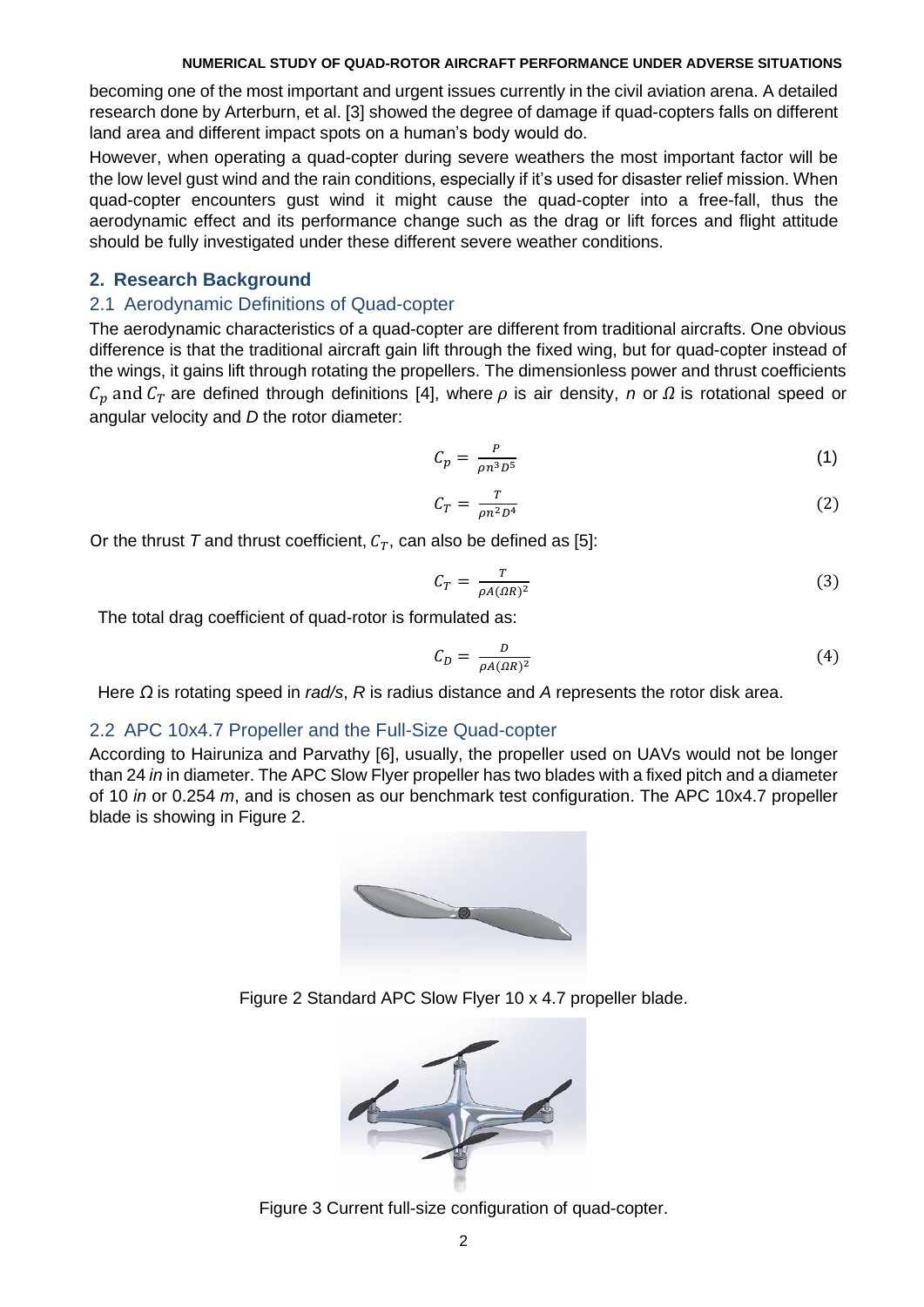becoming one of the most important and urgent issues currently in the civil aviation arena. A detailed research done by Arterburn, et al. [3] showed the degree of damage if quad-copters falls on different land area and different impact spots on a human's body would do.

However, when operating a quad-copter during severe weathers the most important factor will be the low level gust wind and the rain conditions, especially if it's used for disaster relief mission. When quad-copter encounters gust wind it might cause the quad-copter into a free-fall, thus the aerodynamic effect and its performance change such as the drag or lift forces and flight attitude should be fully investigated under these different severe weather conditions.

## 2. Research Background

### 2.1 Aerodynamic Definitions of Quad-copter

The aerodynamic characteristics of a quad-copter are different from traditional aircrafts. One obvious difference is that the traditional aircraft gain lift through the fixed wing, but for quad-copter instead of the wings, it gains lift through rotating the propellers. The dimensionless power and thrust coefficients $C_p$ and $C_T$ are defined through definitions [4], where $\rho$ is air density, *n* or $\Omega$ is rotational speed or angular velocity and *D* the rotor diameter:

$$C_p = \frac{P}{\rho n^3 D^5} \quad (1)$$

$$C_T = \frac{T}{\rho n^2 D^4} \quad (2)$$

Or the thrust *T* and thrust coefficient, $C_T$, can also be defined as [5]:

$$C_T = \frac{T}{\rho A (\Omega R)^2} \quad (3)$$

The total drag coefficient of quad-rotor is formulated as:

$$C_D = \frac{D}{\rho A (\Omega R)^2} \quad (4)$$

Here $\Omega$ is rotating speed in *rad/s*, *R* is radius distance and *A* represents the rotor disk area.

### 2.2 APC 10x4.7 Propeller and the Full-Size Quad-copter

According to Hairuniza and Parvathy [6], usually, the propeller used on UAVs would not be longer than 24 *in* in diameter. The APC Slow Flyer propeller has two blades with a fixed pitch and a diameter of 10 *in* or 0.254 *m*, and is chosen as our benchmark test configuration. The APC 10x4.7 propeller blade is showing in Figure 2.

Figure 2 Standard APC Slow Flyer 10 x 4.7 propeller blade.

Figure 3 Current full-size configuration of quad-copter.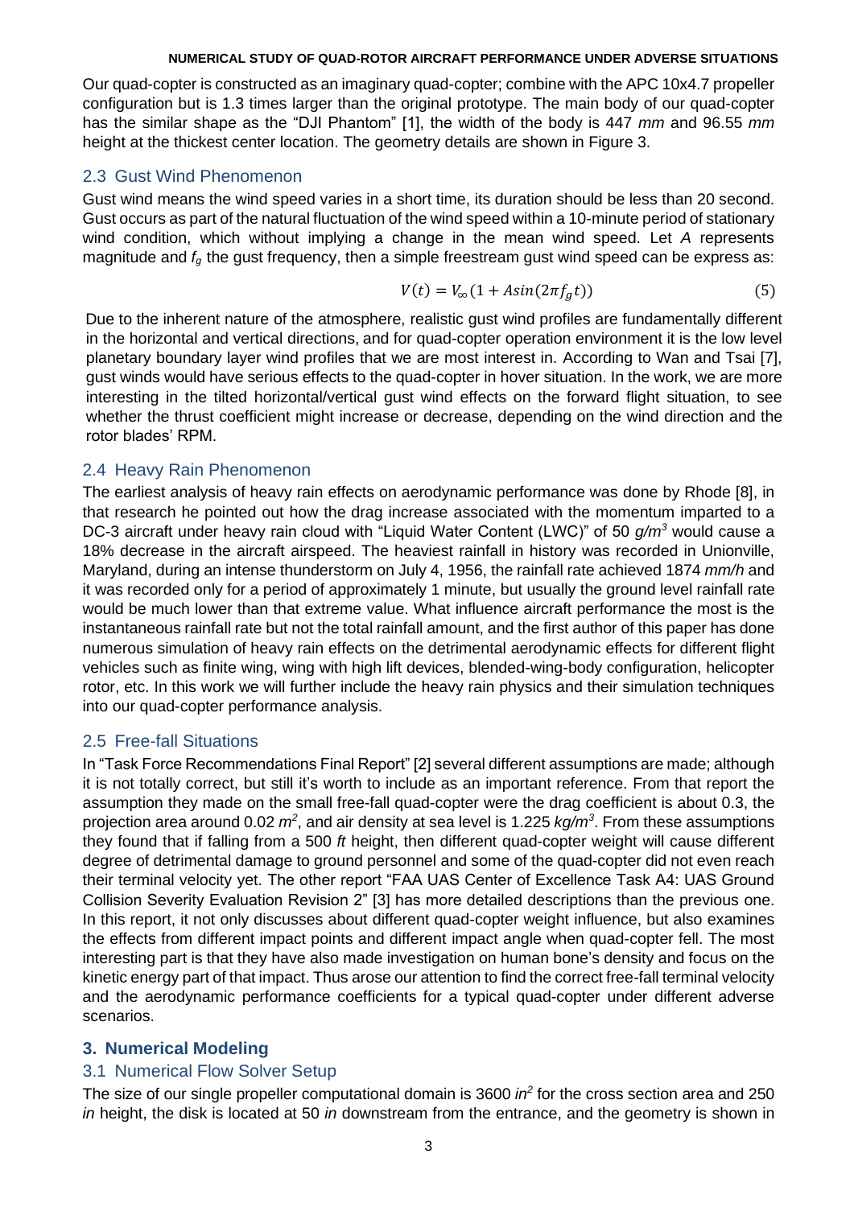Our quad-copter is constructed as an imaginary quad-copter; combine with the APC 10x4.7 propeller configuration but is 1.3 times larger than the original prototype. The main body of our quad-copter has the similar shape as the "DJI Phantom" [1], the width of the body is 447 *mm* and 96.55 *mm* height at the thickest center location. The geometry details are shown in Figure 3.

## 2.3 Gust Wind Phenomenon

Gust wind means the wind speed varies in a short time, its duration should be less than 20 second. Gust occurs as part of the natural fluctuation of the wind speed within a 10-minute period of stationary wind condition, which without implying a change in the mean wind speed. Let $A$ represents magnitude and $f_g$ the gust frequency, then a simple freestream gust wind speed can be express as:

$$V(t) = V_\infty(1 + A\sin(2\pi f_g t)) \tag{5}$$

Due to the inherent nature of the atmosphere, realistic gust wind profiles are fundamentally different in the horizontal and vertical directions, and for quad-copter operation environment it is the low level planetary boundary layer wind profiles that we are most interest in. According to Wan and Tsai [7], gust winds would have serious effects to the quad-copter in hover situation. In the work, we are more interesting in the tilted horizontal/vertical gust wind effects on the forward flight situation, to see whether the thrust coefficient might increase or decrease, depending on the wind direction and the rotor blades' RPM.

## 2.4 Heavy Rain Phenomenon

The earliest analysis of heavy rain effects on aerodynamic performance was done by Rhode [8], in that research he pointed out how the drag increase associated with the momentum imparted to a DC-3 aircraft under heavy rain cloud with "Liquid Water Content (LWC)" of 50 $g/m^3$ would cause a 18% decrease in the aircraft airspeed. The heaviest rainfall in history was recorded in Unionville, Maryland, during an intense thunderstorm on July 4, 1956, the rainfall rate achieved 1874 *mm/h* and it was recorded only for a period of approximately 1 minute, but usually the ground level rainfall rate would be much lower than that extreme value. What influence aircraft performance the most is the instantaneous rainfall rate but not the total rainfall amount, and the first author of this paper has done numerous simulation of heavy rain effects on the detrimental aerodynamic effects for different flight vehicles such as finite wing, wing with high lift devices, blended-wing-body configuration, helicopter rotor, etc. In this work we will further include the heavy rain physics and their simulation techniques into our quad-copter performance analysis.

## 2.5 Free-fall Situations

In "Task Force Recommendations Final Report" [2] several different assumptions are made; although it is not totally correct, but still it's worth to include as an important reference. From that report the assumption they made on the small free-fall quad-copter were the drag coefficient is about 0.3, the projection area around 0.02 $m^2$, and air density at sea level is 1.225 $kg/m^3$. From these assumptions they found that if falling from a 500 *ft* height, then different quad-copter weight will cause different degree of detrimental damage to ground personnel and some of the quad-copter did not even reach their terminal velocity yet. The other report "FAA UAS Center of Excellence Task A4: UAS Ground Collision Severity Evaluation Revision 2" [3] has more detailed descriptions than the previous one. In this report, it not only discusses about different quad-copter weight influence, but also examines the effects from different impact points and different impact angle when quad-copter fell. The most interesting part is that they have also made investigation on human bone's density and focus on the kinetic energy part of that impact. Thus arose our attention to find the correct free-fall terminal velocity and the aerodynamic performance coefficients for a typical quad-copter under different adverse scenarios.

# 3. Numerical Modeling

## 3.1 Numerical Flow Solver Setup

The size of our single propeller computational domain is 3600 $in^2$ for the cross section area and 250 *in* height, the disk is located at 50 *in* downstream from the entrance, and the geometry is shown in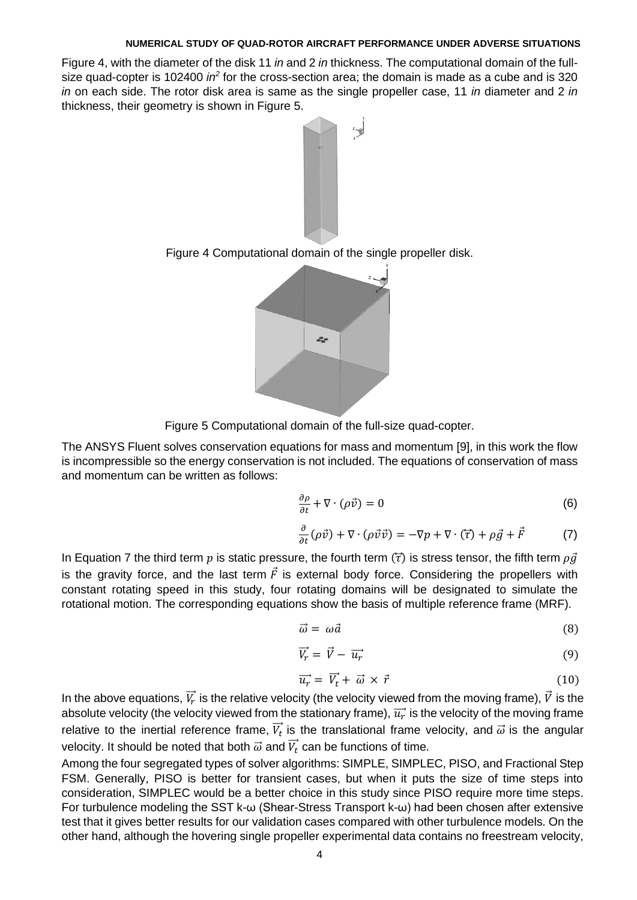Figure 4, with the diameter of the disk 11 *in* and 2 *in* thickness. The computational domain of the full-size quad-copter is 102400 $in^2$ for the cross-section area; the domain is made as a cube and is 320 *in* on each side. The rotor disk area is same as the single propeller case, 11 *in* diameter and 2 *in* thickness, their geometry is shown in Figure 5.

Figure 4 Computational domain of the single propeller disk.

Figure 5 Computational domain of the full-size quad-copter.

The ANSYS Fluent solves conservation equations for mass and momentum [9], in this work the flow is incompressible so the energy conservation is not included. The equations of conservation of mass and momentum can be written as follows:

$$\frac{\partial \rho}{\partial t} + \nabla \cdot (\rho \vec{v}) = 0 \quad (6)$$

$$\frac{\partial}{\partial t}(\rho \vec{v}) + \nabla \cdot (\rho \vec{v} \vec{v}) = -\nabla p + \nabla \cdot (\overline{\overline{\tau}}) + \rho \vec{g} + \vec{F} \quad (7)$$

In Equation 7 the third term $p$ is static pressure, the fourth term $(\overline{\overline{\tau}})$ is stress tensor, the fifth term $\rho \vec{g}$ is the gravity force, and the last term $\vec{F}$ is external body force. Considering the propellers with constant rotating speed in this study, four rotating domains will be designated to simulate the rotational motion. The corresponding equations show the basis of multiple reference frame (MRF).

$$\vec{\omega} = \omega \vec{a} \quad (8)$$

$$\vec{V_r} = \vec{V} - \vec{u_r} \quad (9)$$

$$\vec{u_r} = \vec{V_t} + \vec{\omega} \times \vec{r} \quad (10)$$

In the above equations, $\vec{V_r}$ is the relative velocity (the velocity viewed from the moving frame), $\vec{V}$ is the absolute velocity (the velocity viewed from the stationary frame), $\vec{u_r}$ is the velocity of the moving frame relative to the inertial reference frame, $\vec{V_t}$ is the translational frame velocity, and $\vec{\omega}$ is the angular velocity. It should be noted that both $\vec{\omega}$ and $\vec{V_t}$ can be functions of time.

Among the four segregated types of solver algorithms: SIMPLE, SIMPLEC, PISO, and Fractional Step FSM. Generally, PISO is better for transient cases, but when it puts the size of time steps into consideration, SIMPLEC would be a better choice in this study since PISO require more time steps. For turbulence modeling the SST k-ω (Shear-Stress Transport k-ω) had been chosen after extensive test that it gives better results for our validation cases compared with other turbulence models. On the other hand, although the hovering single propeller experimental data contains no freestream velocity,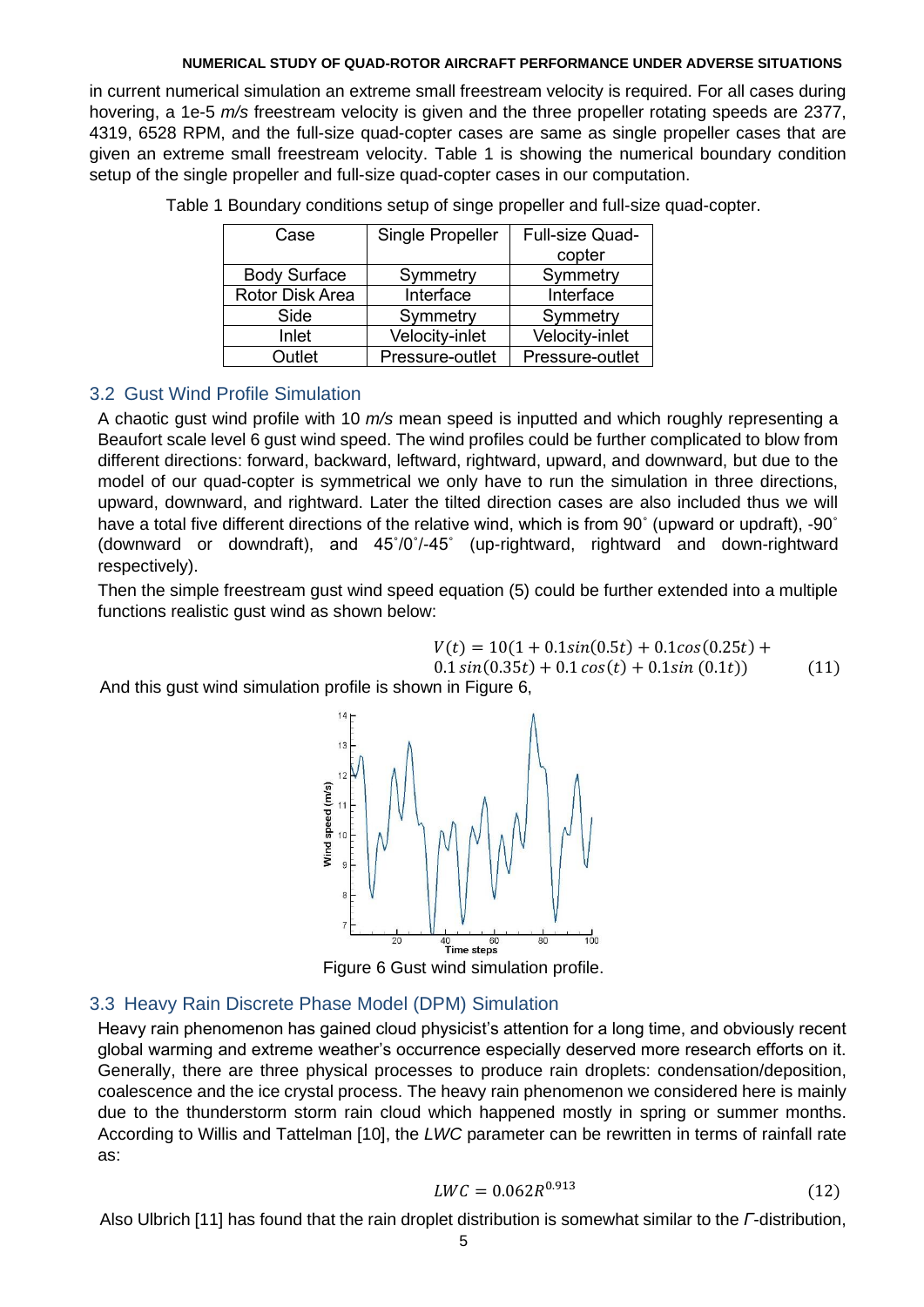in current numerical simulation an extreme small freestream velocity is required. For all cases during hovering, a 1e-5 *m/s* freestream velocity is given and the three propeller rotating speeds are 2377, 4319, 6528 RPM, and the full-size quad-copter cases are same as single propeller cases that are given an extreme small freestream velocity. Table 1 is showing the numerical boundary condition setup of the single propeller and full-size quad-copter cases in our computation.

Table 1 Boundary conditions setup of singe propeller and full-size quad-copter.

| Case | Single Propeller | Full-size Quad-copter |
|---|---|---|
| Body Surface | Symmetry | Symmetry |
| Rotor Disk Area | Interface | Interface |
| Side | Symmetry | Symmetry |
| Inlet | Velocity-inlet | Velocity-inlet |
| Outlet | Pressure-outlet | Pressure-outlet |

## 3.2 Gust Wind Profile Simulation

A chaotic gust wind profile with 10 *m/s* mean speed is inputted and which roughly representing a Beaufort scale level 6 gust wind speed. The wind profiles could be further complicated to blow from different directions: forward, backward, leftward, rightward, upward, and downward, but due to the model of our quad-copter is symmetrical we only have to run the simulation in three directions, upward, downward, and rightward. Later the tilted direction cases are also included thus we will have a total five different directions of the relative wind, which is from 90˚ (upward or updraft), -90˚ (downward or downdraft), and 45˚/0˚/-45˚ (up-rightward, rightward and down-rightward respectively).

Then the simple freestream gust wind speed equation (5) could be further extended into a multiple functions realistic gust wind as shown below:

$$V(t) = 10(1 + 0.1sin(0.5t) + 0.1cos(0.25t) + 0.1\,sin(0.35t) + 0.1\,cos(t) + 0.1sin\,(0.1t)) \tag{11}$$

And this gust wind simulation profile is shown in Figure 6,

Figure 6 Gust wind simulation profile.

## 3.3 Heavy Rain Discrete Phase Model (DPM) Simulation

Heavy rain phenomenon has gained cloud physicist's attention for a long time, and obviously recent global warming and extreme weather's occurrence especially deserved more research efforts on it. Generally, there are three physical processes to produce rain droplets: condensation/deposition, coalescence and the ice crystal process. The heavy rain phenomenon we considered here is mainly due to the thunderstorm storm rain cloud which happened mostly in spring or summer months. According to Willis and Tattelman [10], the *LWC* parameter can be rewritten in terms of rainfall rate as:

$$LWC = 0.062R^{0.913} \tag{12}$$

Also Ulbrich [11] has found that the rain droplet distribution is somewhat similar to the *Γ*-distribution,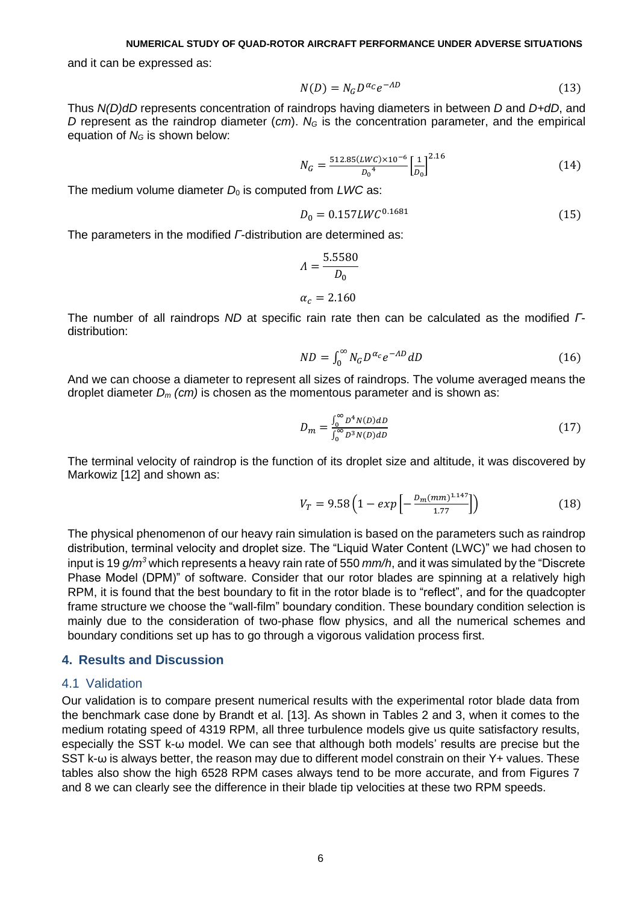and it can be expressed as:

$$N(D) = N_G D^{\alpha_c} e^{-\Lambda D} \tag{13}$$

Thus *N(D)dD* represents concentration of raindrops having diameters in between *D* and *D+dD*, and *D* represent as the raindrop diameter (*cm*). $N_G$ is the concentration parameter, and the empirical equation of $N_G$ is shown below:

$$N_G = \frac{512.85(LWC)\times10^{-6}}{{D_0}^4}\left[\frac{1}{D_0}\right]^{2.16} \tag{14}$$

The medium volume diameter $D_0$ is computed from *LWC* as:

$$D_0 = 0.157LWC^{0.1681} \tag{15}$$

The parameters in the modified *Γ*-distribution are determined as:

$$\Lambda = \frac{5.5580}{D_0}$$

$$\alpha_c = 2.160$$

The number of all raindrops *ND* at specific rain rate then can be calculated as the modified *Γ*-distribution:

$$ND = \int_0^\infty N_G D^{\alpha_c} e^{-\Lambda D} dD \tag{16}$$

And we can choose a diameter to represent all sizes of raindrops. The volume averaged means the droplet diameter $D_m$ *(cm)* is chosen as the momentous parameter and is shown as:

$$D_m = \frac{\int_0^\infty D^4 N(D) dD}{\int_0^\infty D^3 N(D) dD} \tag{17}$$

The terminal velocity of raindrop is the function of its droplet size and altitude, it was discovered by Markowiz [12] and shown as:

$$V_T = 9.58\left(1 - exp\left[-\frac{D_m(mm)^{1.147}}{1.77}\right]\right) \tag{18}$$

The physical phenomenon of our heavy rain simulation is based on the parameters such as raindrop distribution, terminal velocity and droplet size. The "Liquid Water Content (LWC)" we had chosen to input is 19 $g/m^3$ which represents a heavy rain rate of 550 *mm/h*, and it was simulated by the "Discrete Phase Model (DPM)" of software. Consider that our rotor blades are spinning at a relatively high RPM, it is found that the best boundary to fit in the rotor blade is to "reflect", and for the quadcopter frame structure we choose the "wall-film" boundary condition. These boundary condition selection is mainly due to the consideration of two-phase flow physics, and all the numerical schemes and boundary conditions set up has to go through a vigorous validation process first.

## 4. Results and Discussion

### 4.1 Validation

Our validation is to compare present numerical results with the experimental rotor blade data from the benchmark case done by Brandt et al. [13]. As shown in Tables 2 and 3, when it comes to the medium rotating speed of 4319 RPM, all three turbulence models give us quite satisfactory results, especially the SST k-ω model. We can see that although both models' results are precise but the SST k-ω is always better, the reason may due to different model constrain on their Y+ values. These tables also show the high 6528 RPM cases always tend to be more accurate, and from Figures 7 and 8 we can clearly see the difference in their blade tip velocities at these two RPM speeds.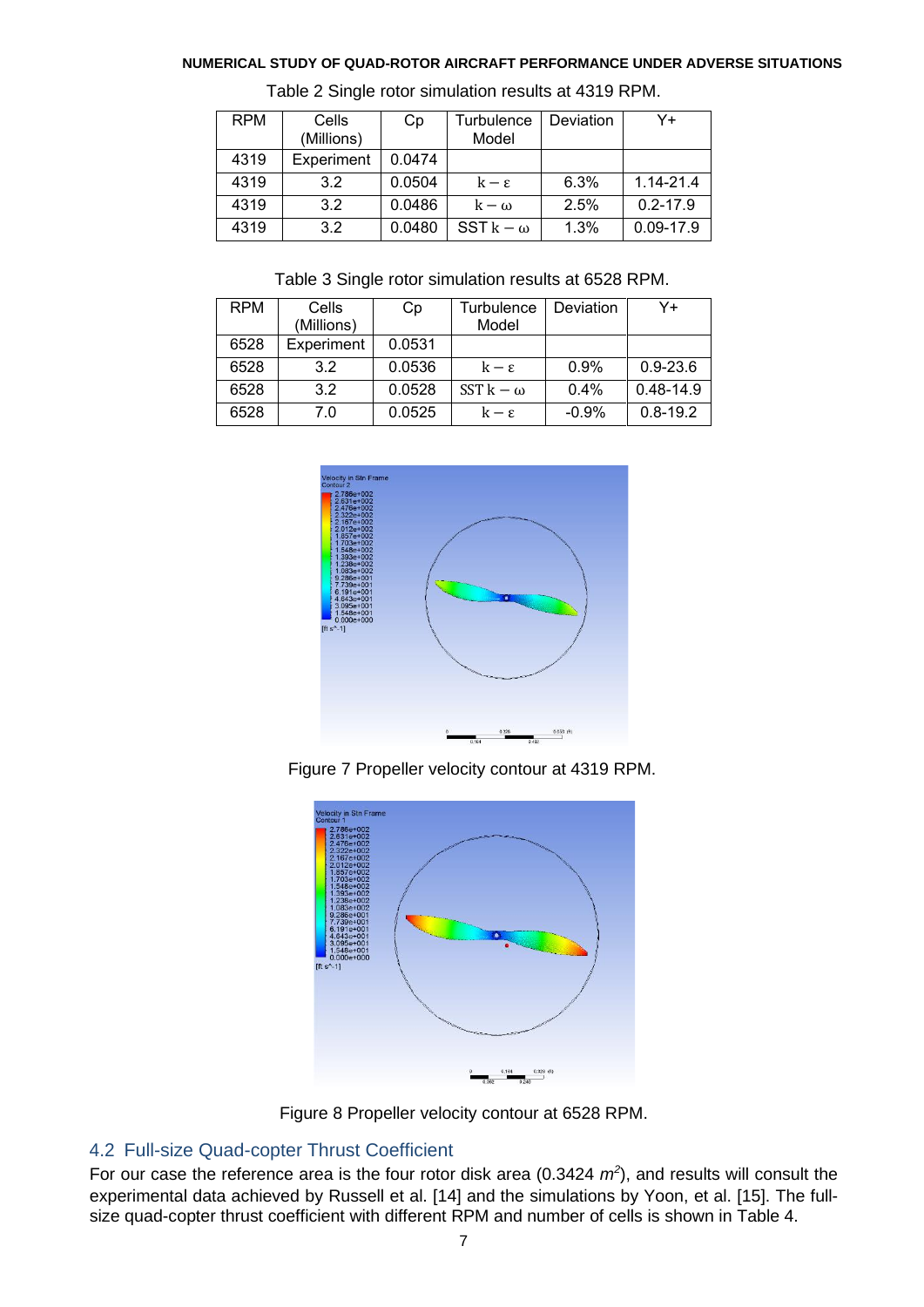Table 2 Single rotor simulation results at 4319 RPM.

| RPM | Cells (Millions) | Cp | Turbulence Model | Deviation | Y+ |
|---|---|---|---|---|---|
| 4319 | Experiment | 0.0474 | | | |
| 4319 | 3.2 | 0.0504 | $k-\varepsilon$ | 6.3% | 1.14-21.4 |
| 4319 | 3.2 | 0.0486 | $k-\omega$ | 2.5% | 0.2-17.9 |
| 4319 | 3.2 | 0.0480 | SST $k-\omega$ | 1.3% | 0.09-17.9 |

Table 3 Single rotor simulation results at 6528 RPM.

| RPM | Cells (Millions) | Cp | Turbulence Model | Deviation | Y+ |
|---|---|---|---|---|---|
| 6528 | Experiment | 0.0531 | | | |
| 6528 | 3.2 | 0.0536 | $k-\varepsilon$ | 0.9% | 0.9-23.6 |
| 6528 | 3.2 | 0.0528 | SST $k-\omega$ | 0.4% | 0.48-14.9 |
| 6528 | 7.0 | 0.0525 | $k-\varepsilon$ | -0.9% | 0.8-19.2 |

Figure 7 Propeller velocity contour at 4319 RPM.

Figure 8 Propeller velocity contour at 6528 RPM.

## 4.2 Full-size Quad-copter Thrust Coefficient

For our case the reference area is the four rotor disk area (0.3424 $m^2$), and results will consult the experimental data achieved by Russell et al. [14] and the simulations by Yoon, et al. [15]. The full-size quad-copter thrust coefficient with different RPM and number of cells is shown in Table 4.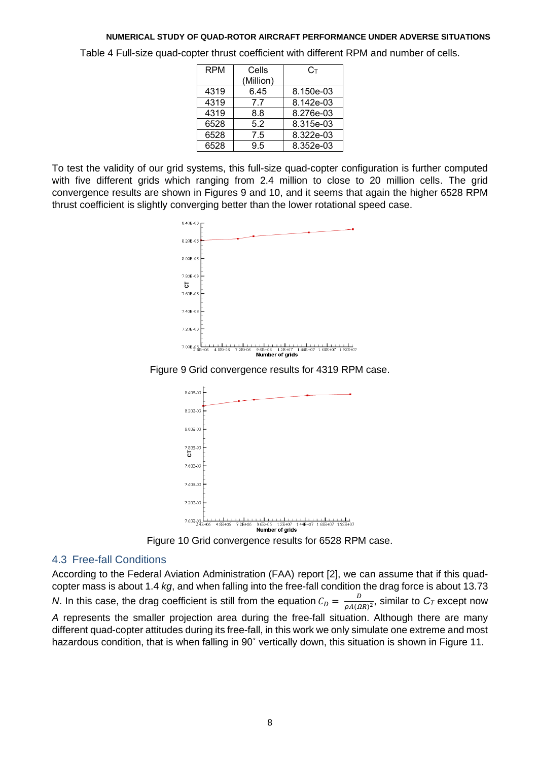Table 4 Full-size quad-copter thrust coefficient with different RPM and number of cells.

| RPM | Cells (Million) | $C_T$ |
| --- | --- | --- |
| 4319 | 6.45 | 8.150e-03 |
| 4319 | 7.7 | 8.142e-03 |
| 4319 | 8.8 | 8.276e-03 |
| 6528 | 5.2 | 8.315e-03 |
| 6528 | 7.5 | 8.322e-03 |
| 6528 | 9.5 | 8.352e-03 |

To test the validity of our grid systems, this full-size quad-copter configuration is further computed with five different grids which ranging from 2.4 million to close to 20 million cells. The grid convergence results are shown in Figures 9 and 10, and it seems that again the higher 6528 RPM thrust coefficient is slightly converging better than the lower rotational speed case.

Figure 9 Grid convergence results for 4319 RPM case.

Figure 10 Grid convergence results for 6528 RPM case.

## 4.3 Free-fall Conditions

According to the Federal Aviation Administration (FAA) report [2], we can assume that if this quad-copter mass is about 1.4 *kg*, and when falling into the free-fall condition the drag force is about 13.73 *N*. In this case, the drag coefficient is still from the equation $C_D = \frac{D}{\rho A (\Omega R)^2}$, similar to $C_T$ except now $A$ represents the smaller projection area during the free-fall situation. Although there are many different quad-copter attitudes during its free-fall, in this work we only simulate one extreme and most hazardous condition, that is when falling in 90˚ vertically down, this situation is shown in Figure 11.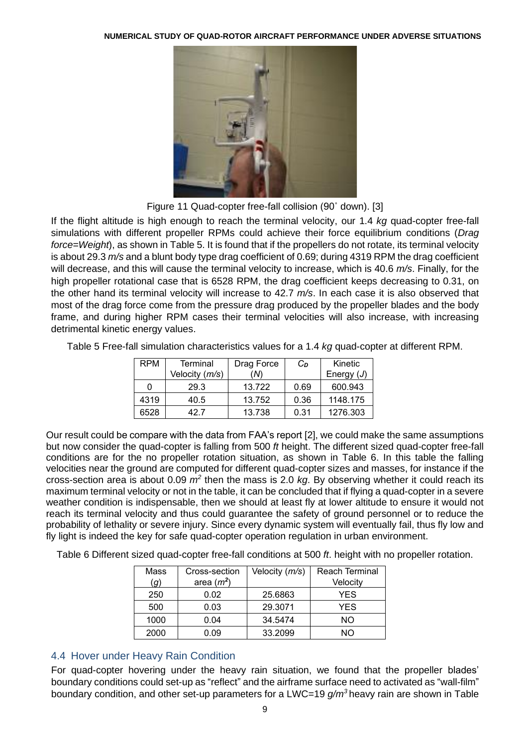Figure 11 Quad-copter free-fall collision (90˚ down). [3]

If the flight altitude is high enough to reach the terminal velocity, our 1.4 *kg* quad-copter free-fall simulations with different propeller RPMs could achieve their force equilibrium conditions (*Drag force*=*Weight*), as shown in Table 5. It is found that if the propellers do not rotate, its terminal velocity is about 29.3 *m/s* and a blunt body type drag coefficient of 0.69; during 4319 RPM the drag coefficient will decrease, and this will cause the terminal velocity to increase, which is 40.6 *m/s*. Finally, for the high propeller rotational case that is 6528 RPM, the drag coefficient keeps decreasing to 0.31, on the other hand its terminal velocity will increase to 42.7 *m/s*. In each case it is also observed that most of the drag force come from the pressure drag produced by the propeller blades and the body frame, and during higher RPM cases their terminal velocities will also increase, with increasing detrimental kinetic energy values.

Table 5 Free-fall simulation characteristics values for a 1.4 *kg* quad-copter at different RPM.

| RPM | Terminal Velocity (*m/s*) | Drag Force (*N*) | $C_D$ | Kinetic Energy (*J*) |
|---|---|---|---|---|
| 0 | 29.3 | 13.722 | 0.69 | 600.943 |
| 4319 | 40.5 | 13.752 | 0.36 | 1148.175 |
| 6528 | 42.7 | 13.738 | 0.31 | 1276.303 |

Our result could be compare with the data from FAA's report [2], we could make the same assumptions but now consider the quad-copter is falling from 500 *ft* height. The different sized quad-copter free-fall conditions are for the no propeller rotation situation, as shown in Table 6. In this table the falling velocities near the ground are computed for different quad-copter sizes and masses, for instance if the cross-section area is about 0.09 $m^2$ then the mass is 2.0 *kg*. By observing whether it could reach its maximum terminal velocity or not in the table, it can be concluded that if flying a quad-copter in a severe weather condition is indispensable, then we should at least fly at lower altitude to ensure it would not reach its terminal velocity and thus could guarantee the safety of ground personnel or to reduce the probability of lethality or severe injury. Since every dynamic system will eventually fail, thus fly low and fly light is indeed the key for safe quad-copter operation regulation in urban environment.

Table 6 Different sized quad-copter free-fall conditions at 500 *ft*. height with no propeller rotation.

| Mass (*g*) | Cross-section area ($m^2$) | Velocity (*m/s*) | Reach Terminal Velocity |
|---|---|---|---|
| 250 | 0.02 | 25.6863 | YES |
| 500 | 0.03 | 29.3071 | YES |
| 1000 | 0.04 | 34.5474 | NO |
| 2000 | 0.09 | 33.2099 | NO |

## 4.4 Hover under Heavy Rain Condition

For quad-copter hovering under the heavy rain situation, we found that the propeller blades' boundary conditions could set-up as "reflect" and the airframe surface need to activated as "wall-film" boundary condition, and other set-up parameters for a LWC=19 $g/m^3$ heavy rain are shown in Table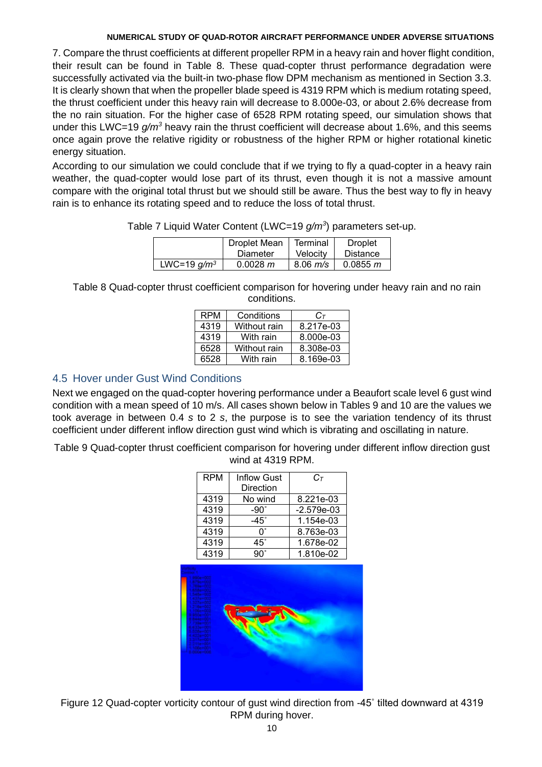7. Compare the thrust coefficients at different propeller RPM in a heavy rain and hover flight condition, their result can be found in Table 8. These quad-copter thrust performance degradation were successfully activated via the built-in two-phase flow DPM mechanism as mentioned in Section 3.3. It is clearly shown that when the propeller blade speed is 4319 RPM which is medium rotating speed, the thrust coefficient under this heavy rain will decrease to 8.000e-03, or about 2.6% decrease from the no rain situation. For the higher case of 6528 RPM rotating speed, our simulation shows that under this LWC=19 $g/m^3$ heavy rain the thrust coefficient will decrease about 1.6%, and this seems once again prove the relative rigidity or robustness of the higher RPM or higher rotational kinetic energy situation.

According to our simulation we could conclude that if we trying to fly a quad-copter in a heavy rain weather, the quad-copter would lose part of its thrust, even though it is not a massive amount compare with the original total thrust but we should still be aware. Thus the best way to fly in heavy rain is to enhance its rotating speed and to reduce the loss of total thrust.

Table 7 Liquid Water Content (LWC=19 $g/m^3$) parameters set-up.

| | Droplet Mean Diameter | Terminal Velocity | Droplet Distance |
|---|---|---|---|
| LWC=19 $g/m^3$ | 0.0028 $m$ | 8.06 $m/s$ | 0.0855 $m$ |

Table 8 Quad-copter thrust coefficient comparison for hovering under heavy rain and no rain conditions.

| RPM | Conditions | $C_T$ |
|---|---|---|
| 4319 | Without rain | 8.217e-03 |
| 4319 | With rain | 8.000e-03 |
| 6528 | Without rain | 8.308e-03 |
| 6528 | With rain | 8.169e-03 |

## 4.5 Hover under Gust Wind Conditions

Next we engaged on the quad-copter hovering performance under a Beaufort scale level 6 gust wind condition with a mean speed of 10 m/s. All cases shown below in Tables 9 and 10 are the values we took average in between 0.4 $s$ to 2 $s$, the purpose is to see the variation tendency of its thrust coefficient under different inflow direction gust wind which is vibrating and oscillating in nature.

Table 9 Quad-copter thrust coefficient comparison for hovering under different inflow direction gust wind at 4319 RPM.

| RPM | Inflow Gust Direction | $C_T$ |
|---|---|---|
| 4319 | No wind | 8.221e-03 |
| 4319 | -90° | -2.579e-03 |
| 4319 | -45° | 1.154e-03 |
| 4319 | 0° | 8.763e-03 |
| 4319 | 45° | 1.678e-02 |
| 4319 | 90° | 1.810e-02 |

Figure 12 Quad-copter vorticity contour of gust wind direction from -45° tilted downward at 4319 RPM during hover.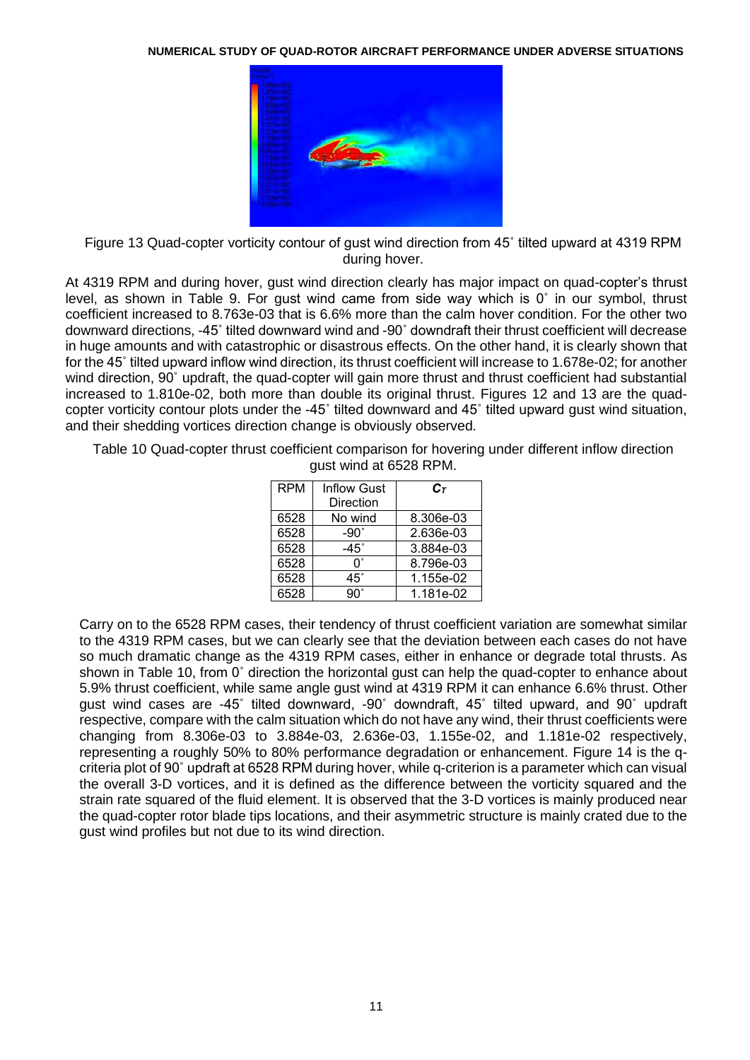Figure 13 Quad-copter vorticity contour of gust wind direction from 45˚ tilted upward at 4319 RPM during hover.

At 4319 RPM and during hover, gust wind direction clearly has major impact on quad-copter's thrust level, as shown in Table 9. For gust wind came from side way which is 0˚ in our symbol, thrust coefficient increased to 8.763e-03 that is 6.6% more than the calm hover condition. For the other two downward directions, -45˚ tilted downward wind and -90˚ downdraft their thrust coefficient will decrease in huge amounts and with catastrophic or disastrous effects. On the other hand, it is clearly shown that for the 45˚ tilted upward inflow wind direction, its thrust coefficient will increase to 1.678e-02; for another wind direction, 90˚ updraft, the quad-copter will gain more thrust and thrust coefficient had substantial increased to 1.810e-02, both more than double its original thrust. Figures 12 and 13 are the quad-copter vorticity contour plots under the -45˚ tilted downward and 45˚ tilted upward gust wind situation, and their shedding vortices direction change is obviously observed.

Table 10 Quad-copter thrust coefficient comparison for hovering under different inflow direction gust wind at 6528 RPM.

| RPM | Inflow Gust Direction | $C_T$ |
|---|---|---|
| 6528 | No wind | 8.306e-03 |
| 6528 | -90˚ | 2.636e-03 |
| 6528 | -45˚ | 3.884e-03 |
| 6528 | 0˚ | 8.796e-03 |
| 6528 | 45˚ | 1.155e-02 |
| 6528 | 90˚ | 1.181e-02 |

Carry on to the 6528 RPM cases, their tendency of thrust coefficient variation are somewhat similar to the 4319 RPM cases, but we can clearly see that the deviation between each cases do not have so much dramatic change as the 4319 RPM cases, either in enhance or degrade total thrusts. As shown in Table 10, from 0˚ direction the horizontal gust can help the quad-copter to enhance about 5.9% thrust coefficient, while same angle gust wind at 4319 RPM it can enhance 6.6% thrust. Other gust wind cases are -45˚ tilted downward, -90˚ downdraft, 45˚ tilted upward, and 90˚ updraft respective, compare with the calm situation which do not have any wind, their thrust coefficients were changing from 8.306e-03 to 3.884e-03, 2.636e-03, 1.155e-02, and 1.181e-02 respectively, representing a roughly 50% to 80% performance degradation or enhancement. Figure 14 is the q-criteria plot of 90˚ updraft at 6528 RPM during hover, while q-criterion is a parameter which can visual the overall 3-D vortices, and it is defined as the difference between the vorticity squared and the strain rate squared of the fluid element. It is observed that the 3-D vortices is mainly produced near the quad-copter rotor blade tips locations, and their asymmetric structure is mainly crated due to the gust wind profiles but not due to its wind direction.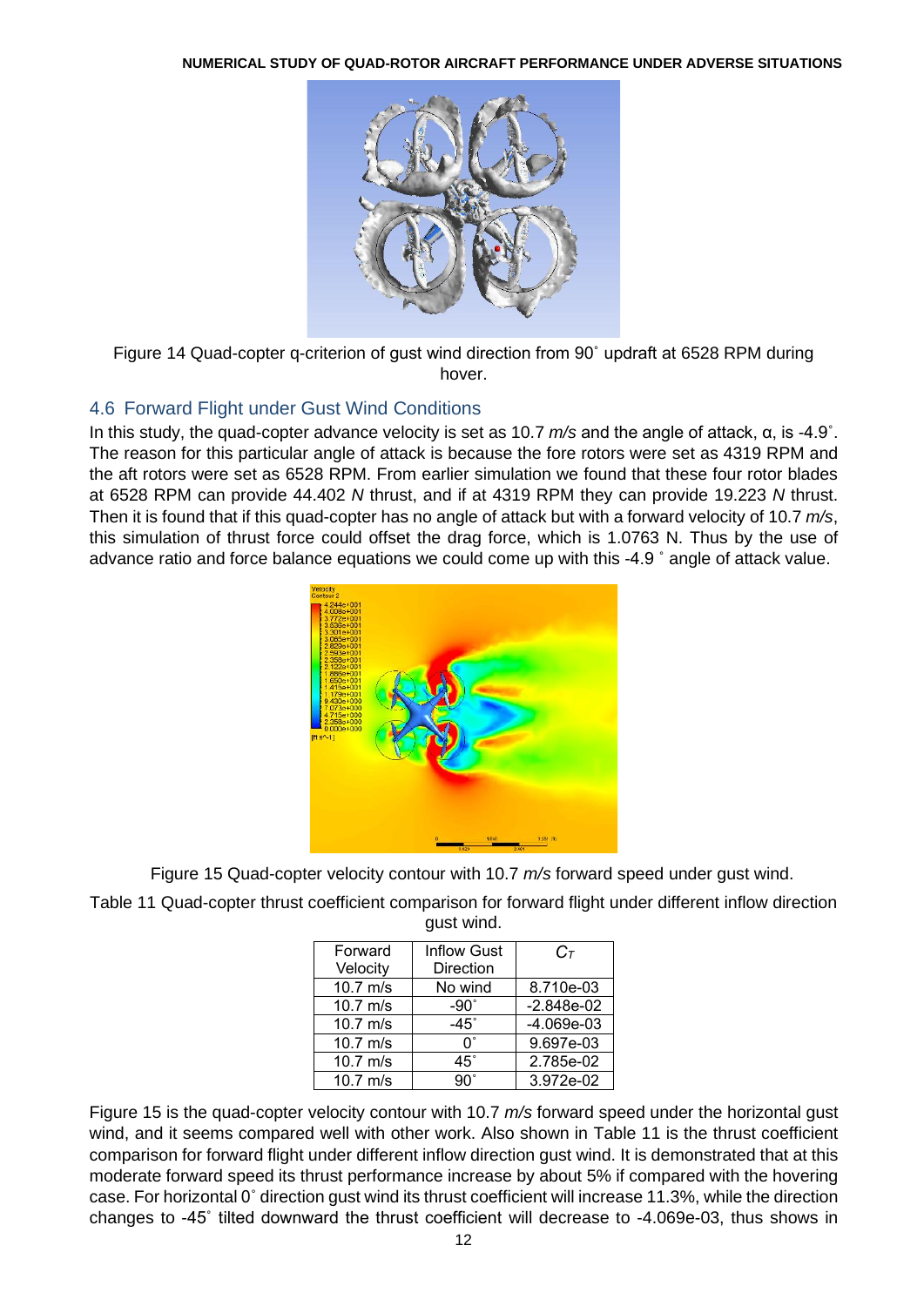Figure 14 Quad-copter q-criterion of gust wind direction from 90˚ updraft at 6528 RPM during hover.

## 4.6 Forward Flight under Gust Wind Conditions

In this study, the quad-copter advance velocity is set as 10.7 *m/s* and the angle of attack, α, is -4.9˚. The reason for this particular angle of attack is because the fore rotors were set as 4319 RPM and the aft rotors were set as 6528 RPM. From earlier simulation we found that these four rotor blades at 6528 RPM can provide 44.402 *N* thrust, and if at 4319 RPM they can provide 19.223 *N* thrust. Then it is found that if this quad-copter has no angle of attack but with a forward velocity of 10.7 *m/s*, this simulation of thrust force could offset the drag force, which is 1.0763 N. Thus by the use of advance ratio and force balance equations we could come up with this -4.9 ˚ angle of attack value.

Figure 15 Quad-copter velocity contour with 10.7 *m/s* forward speed under gust wind.

Table 11 Quad-copter thrust coefficient comparison for forward flight under different inflow direction gust wind.

| Forward Velocity | Inflow Gust Direction | $C_T$ |
|---|---|---|
| 10.7 m/s | No wind | 8.710e-03 |
| 10.7 m/s | -90˚ | -2.848e-02 |
| 10.7 m/s | -45˚ | -4.069e-03 |
| 10.7 m/s | 0˚ | 9.697e-03 |
| 10.7 m/s | 45˚ | 2.785e-02 |
| 10.7 m/s | 90˚ | 3.972e-02 |

Figure 15 is the quad-copter velocity contour with 10.7 *m/s* forward speed under the horizontal gust wind, and it seems compared well with other work. Also shown in Table 11 is the thrust coefficient comparison for forward flight under different inflow direction gust wind. It is demonstrated that at this moderate forward speed its thrust performance increase by about 5% if compared with the hovering case. For horizontal 0˚ direction gust wind its thrust coefficient will increase 11.3%, while the direction changes to -45˚ tilted downward the thrust coefficient will decrease to -4.069e-03, thus shows in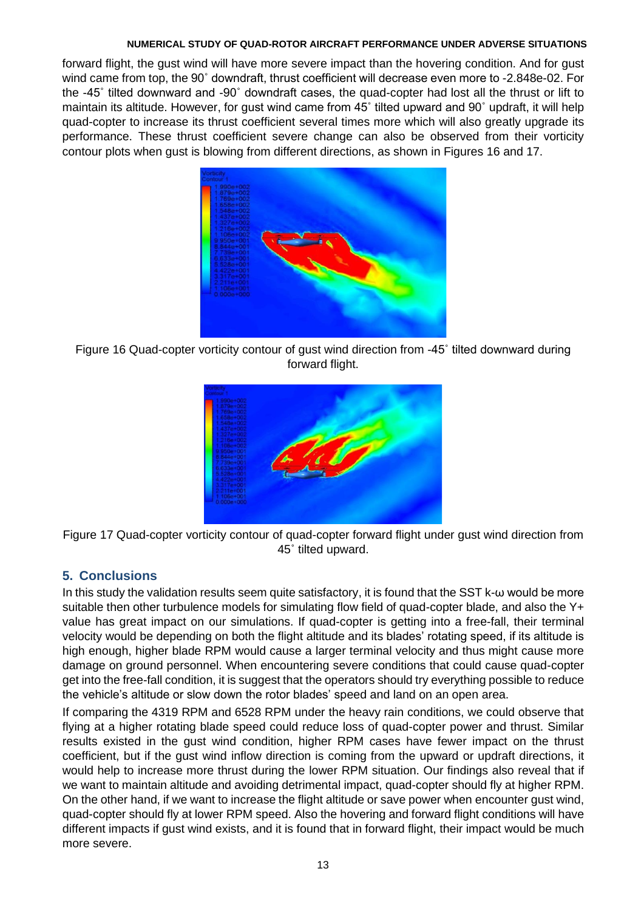forward flight, the gust wind will have more severe impact than the hovering condition. And for gust wind came from top, the 90˚ downdraft, thrust coefficient will decrease even more to -2.848e-02. For the -45˚ tilted downward and -90˚ downdraft cases, the quad-copter had lost all the thrust or lift to maintain its altitude. However, for gust wind came from 45˚ tilted upward and 90˚ updraft, it will help quad-copter to increase its thrust coefficient several times more which will also greatly upgrade its performance. These thrust coefficient severe change can also be observed from their vorticity contour plots when gust is blowing from different directions, as shown in Figures 16 and 17.

Figure 16 Quad-copter vorticity contour of gust wind direction from -45˚ tilted downward during forward flight.

Figure 17 Quad-copter vorticity contour of quad-copter forward flight under gust wind direction from 45˚ tilted upward.

## 5. Conclusions

In this study the validation results seem quite satisfactory, it is found that the SST k-ω would be more suitable then other turbulence models for simulating flow field of quad-copter blade, and also the Y+ value has great impact on our simulations. If quad-copter is getting into a free-fall, their terminal velocity would be depending on both the flight altitude and its blades' rotating speed, if its altitude is high enough, higher blade RPM would cause a larger terminal velocity and thus might cause more damage on ground personnel. When encountering severe conditions that could cause quad-copter get into the free-fall condition, it is suggest that the operators should try everything possible to reduce the vehicle's altitude or slow down the rotor blades' speed and land on an open area.

If comparing the 4319 RPM and 6528 RPM under the heavy rain conditions, we could observe that flying at a higher rotating blade speed could reduce loss of quad-copter power and thrust. Similar results existed in the gust wind condition, higher RPM cases have fewer impact on the thrust coefficient, but if the gust wind inflow direction is coming from the upward or updraft directions, it would help to increase more thrust during the lower RPM situation. Our findings also reveal that if we want to maintain altitude and avoiding detrimental impact, quad-copter should fly at higher RPM. On the other hand, if we want to increase the flight altitude or save power when encounter gust wind, quad-copter should fly at lower RPM speed. Also the hovering and forward flight conditions will have different impacts if gust wind exists, and it is found that in forward flight, their impact would be much more severe.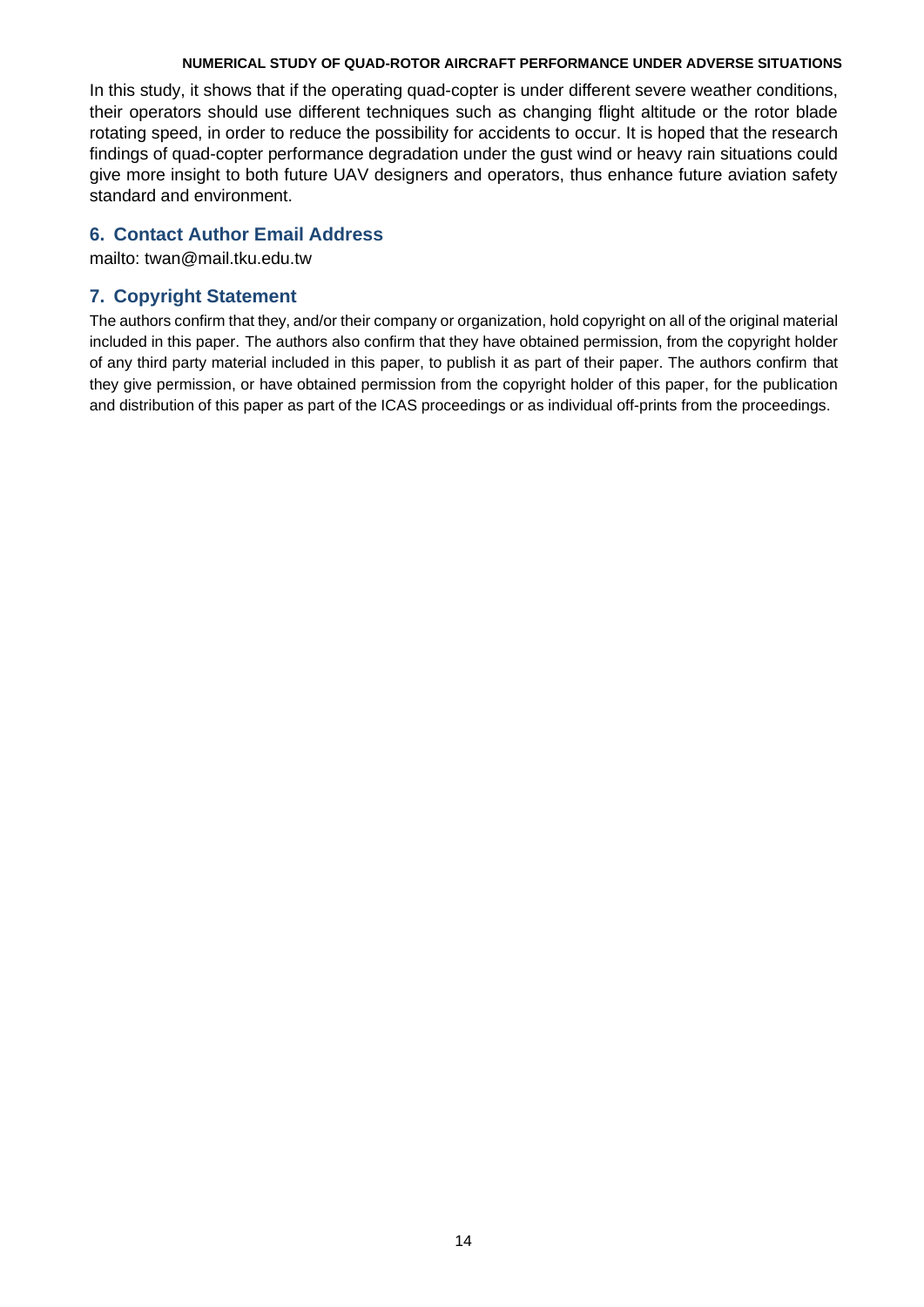In this study, it shows that if the operating quad-copter is under different severe weather conditions, their operators should use different techniques such as changing flight altitude or the rotor blade rotating speed, in order to reduce the possibility for accidents to occur. It is hoped that the research findings of quad-copter performance degradation under the gust wind or heavy rain situations could give more insight to both future UAV designers and operators, thus enhance future aviation safety standard and environment.

## 6. Contact Author Email Address

mailto: twan@mail.tku.edu.tw

## 7. Copyright Statement

The authors confirm that they, and/or their company or organization, hold copyright on all of the original material included in this paper. The authors also confirm that they have obtained permission, from the copyright holder of any third party material included in this paper, to publish it as part of their paper. The authors confirm that they give permission, or have obtained permission from the copyright holder of this paper, for the publication and distribution of this paper as part of the ICAS proceedings or as individual off-prints from the proceedings.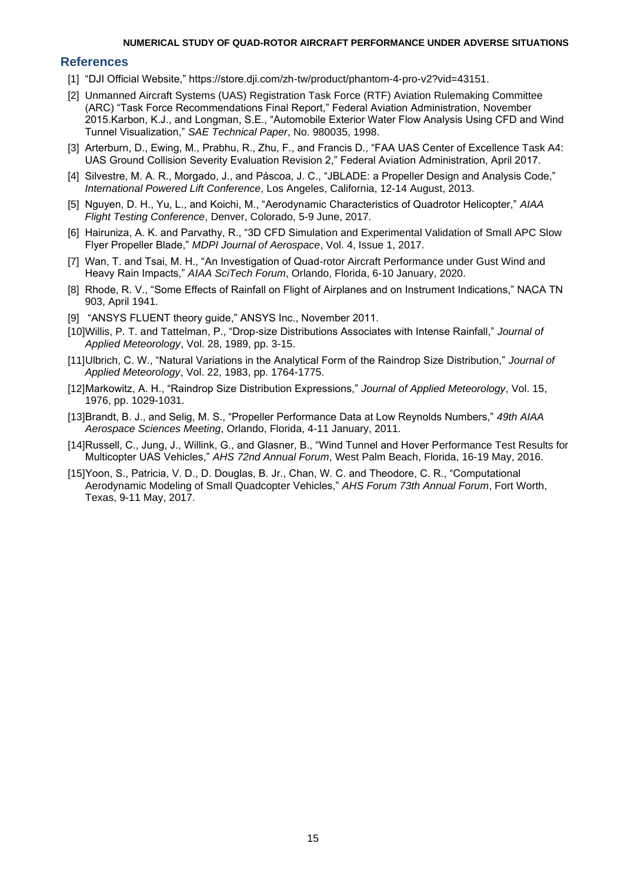## References

[1] "DJI Official Website," https://store.dji.com/zh-tw/product/phantom-4-pro-v2?vid=43151.

[2] Unmanned Aircraft Systems (UAS) Registration Task Force (RTF) Aviation Rulemaking Committee (ARC) "Task Force Recommendations Final Report," Federal Aviation Administration, November 2015.Karbon, K.J., and Longman, S.E., "Automobile Exterior Water Flow Analysis Using CFD and Wind Tunnel Visualization," *SAE Technical Paper*, No. 980035, 1998.

[3] Arterburn, D., Ewing, M., Prabhu, R., Zhu, F., and Francis D., "FAA UAS Center of Excellence Task A4: UAS Ground Collision Severity Evaluation Revision 2," Federal Aviation Administration, April 2017.

[4] Silvestre, M. A. R., Morgado, J., and Páscoa, J. C., "JBLADE: a Propeller Design and Analysis Code," *International Powered Lift Conference*, Los Angeles, California, 12-14 August, 2013.

[5] Nguyen, D. H., Yu, L., and Koichi, M., "Aerodynamic Characteristics of Quadrotor Helicopter," *AIAA Flight Testing Conference*, Denver, Colorado, 5-9 June, 2017.

[6] Hairuniza, A. K. and Parvathy, R., "3D CFD Simulation and Experimental Validation of Small APC Slow Flyer Propeller Blade," *MDPI Journal of Aerospace*, Vol. 4, Issue 1, 2017.

[7] Wan, T. and Tsai, M. H., "An Investigation of Quad-rotor Aircraft Performance under Gust Wind and Heavy Rain Impacts," *AIAA SciTech Forum*, Orlando, Florida, 6-10 January, 2020.

[8] Rhode, R. V., "Some Effects of Rainfall on Flight of Airplanes and on Instrument Indications," NACA TN 903, April 1941.

[9] "ANSYS FLUENT theory guide," ANSYS Inc., November 2011.

[10] Willis, P. T. and Tattelman, P., "Drop-size Distributions Associates with Intense Rainfall," *Journal of Applied Meteorology*, Vol. 28, 1989, pp. 3-15.

[11] Ulbrich, C. W., "Natural Variations in the Analytical Form of the Raindrop Size Distribution," *Journal of Applied Meteorology*, Vol. 22, 1983, pp. 1764-1775.

[12] Markowitz, A. H., "Raindrop Size Distribution Expressions," *Journal of Applied Meteorology*, Vol. 15, 1976, pp. 1029-1031.

[13] Brandt, B. J., and Selig, M. S., "Propeller Performance Data at Low Reynolds Numbers," *49th AIAA Aerospace Sciences Meeting*, Orlando, Florida, 4-11 January, 2011.

[14] Russell, C., Jung, J., Willink, G., and Glasner, B., "Wind Tunnel and Hover Performance Test Results for Multicopter UAS Vehicles," *AHS 72nd Annual Forum*, West Palm Beach, Florida, 16-19 May, 2016.

[15] Yoon, S., Patricia, V. D., D. Douglas, B. Jr., Chan, W. C. and Theodore, C. R., "Computational Aerodynamic Modeling of Small Quadcopter Vehicles," *AHS Forum 73th Annual Forum*, Fort Worth, Texas, 9-11 May, 2017.